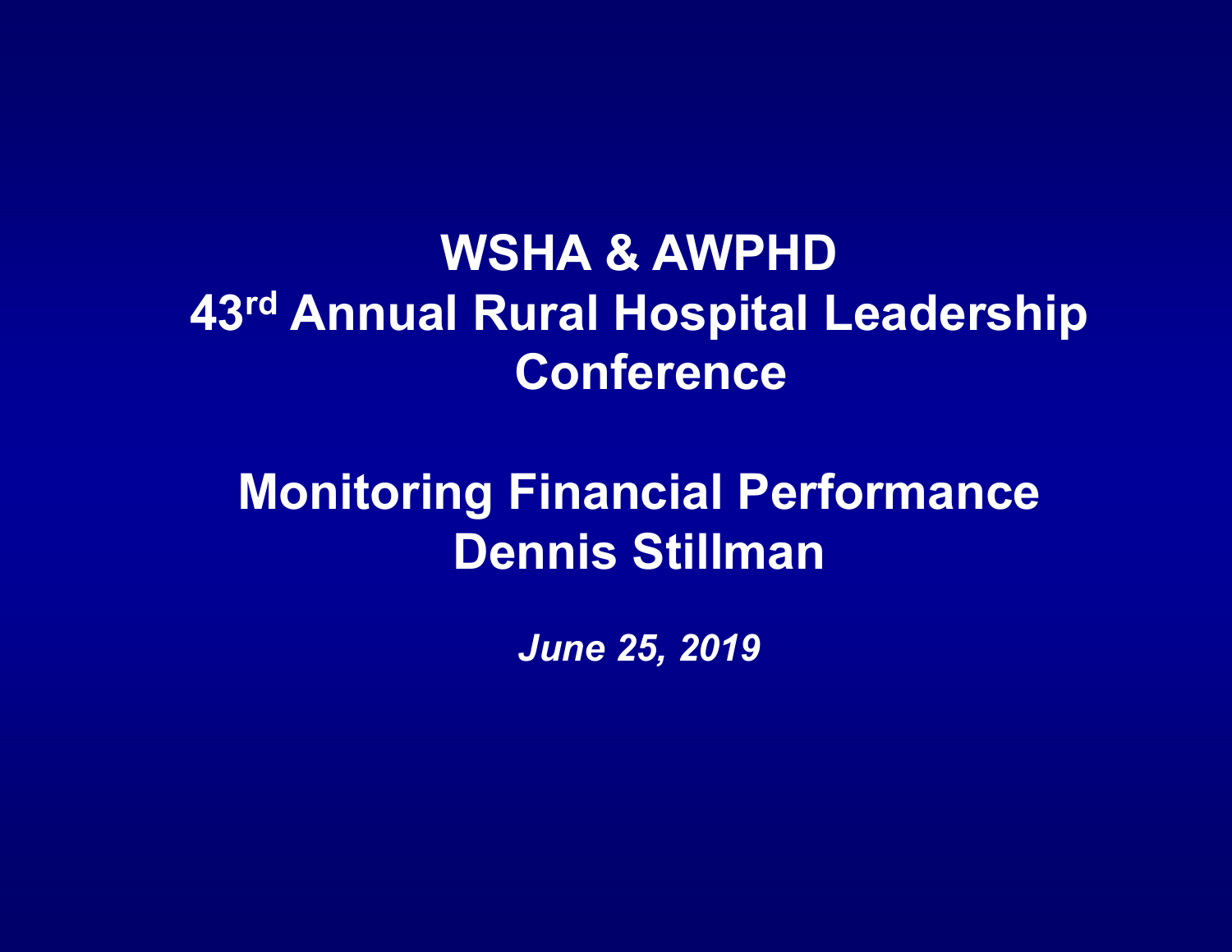# WSHA & AWPHD
# 43rd Annual Rural Hospital Leadership Conference

## Monitoring Financial Performance
## Dennis Stillman

*June 25, 2019*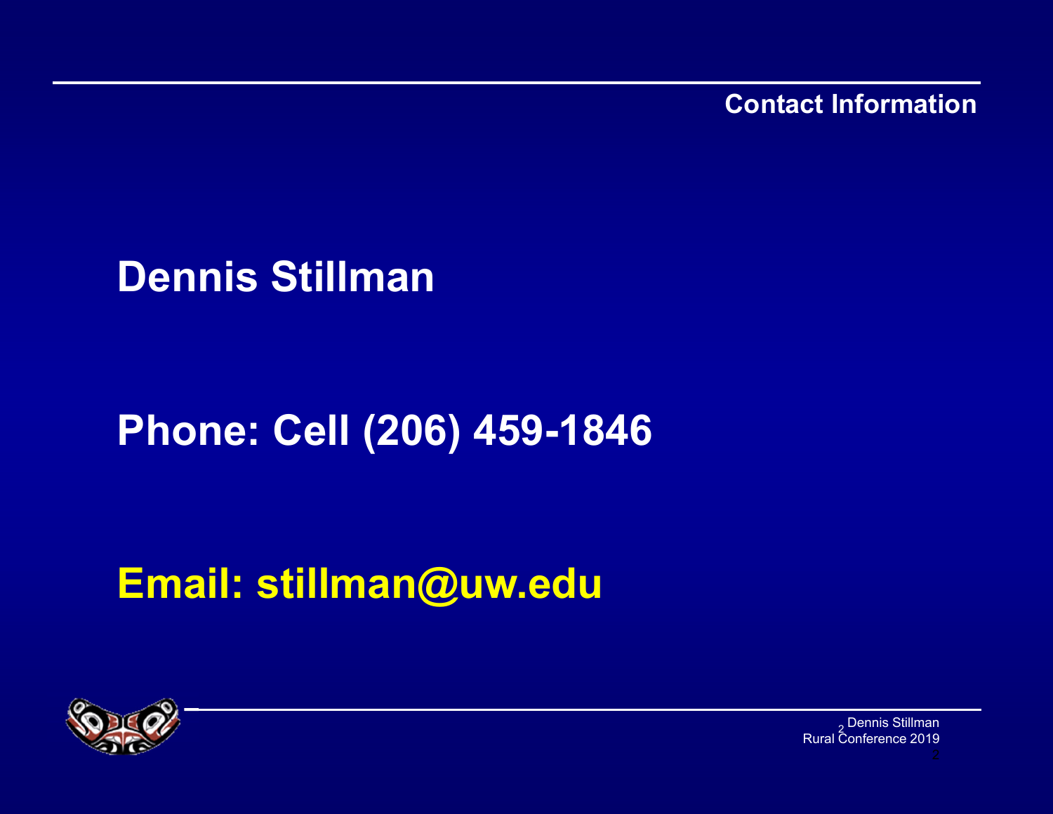## Contact Information

**Dennis Stillman**

**Phone: Cell (206) 459-1846**

**Email: stillman@uw.edu**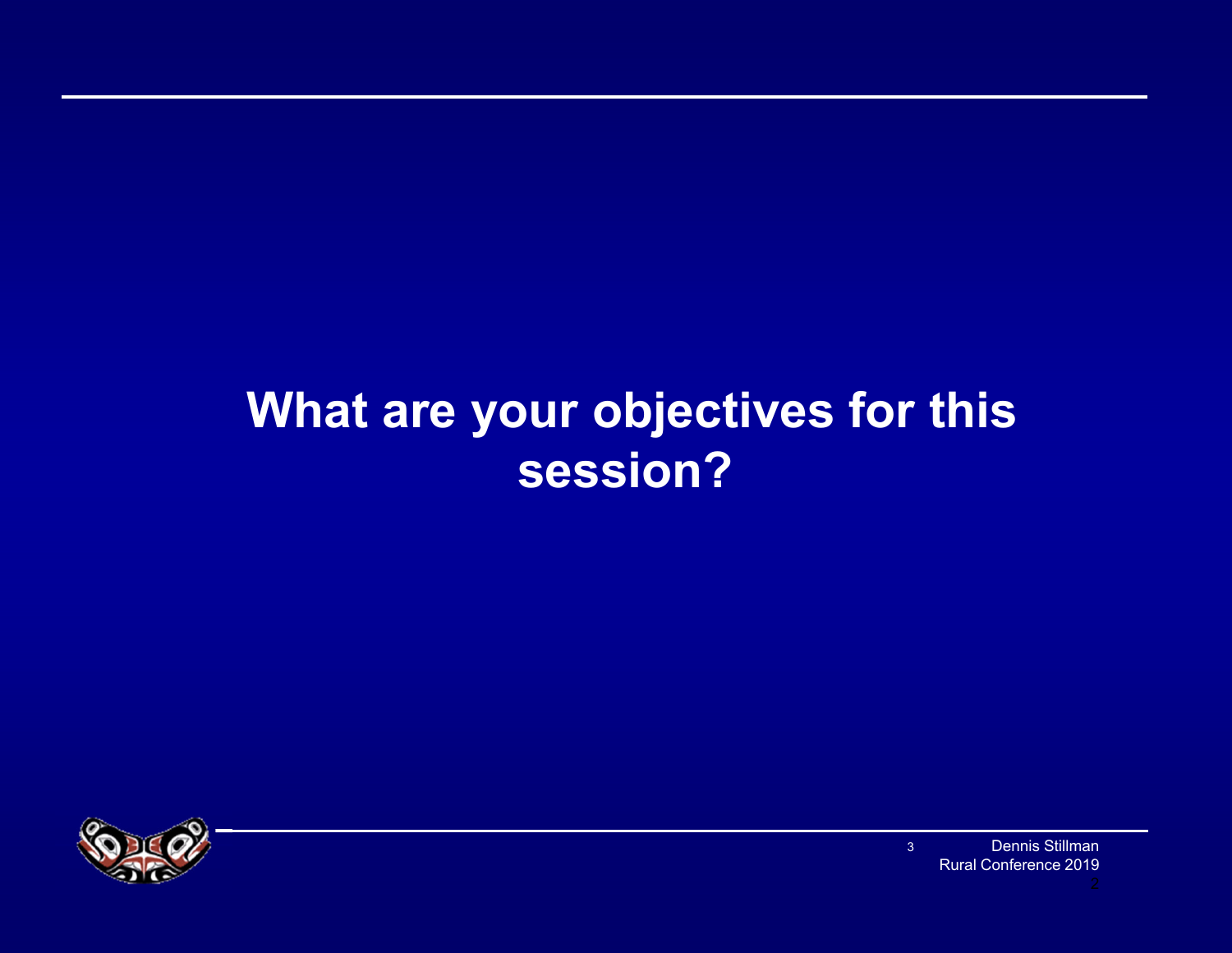# What are your objectives for this session?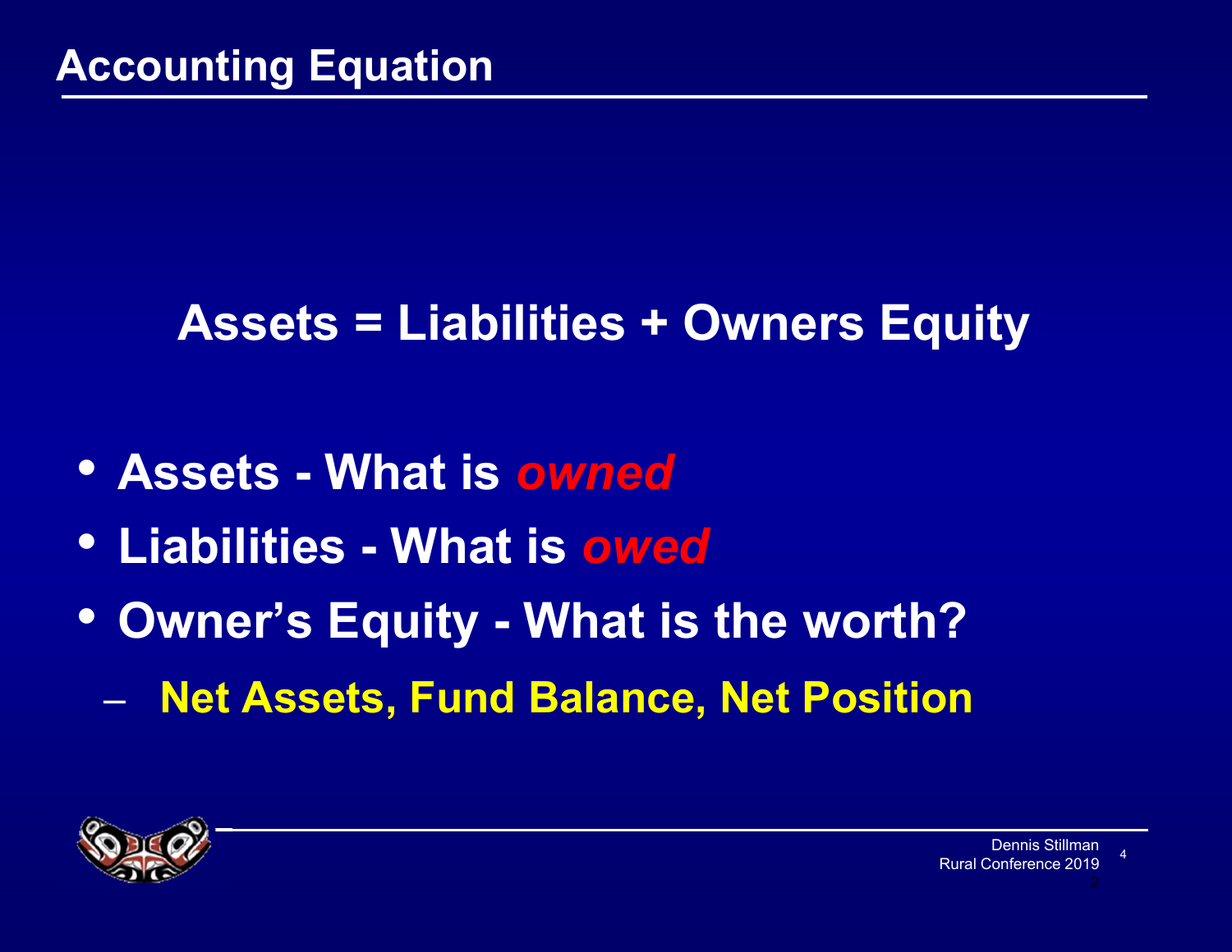# Accounting Equation

**Assets = Liabilities + Owners Equity**

- **Assets - What is *owned***
- **Liabilities - What is *owed***
- **Owner's Equity - What is the worth?**
  - **Net Assets, Fund Balance, Net Position**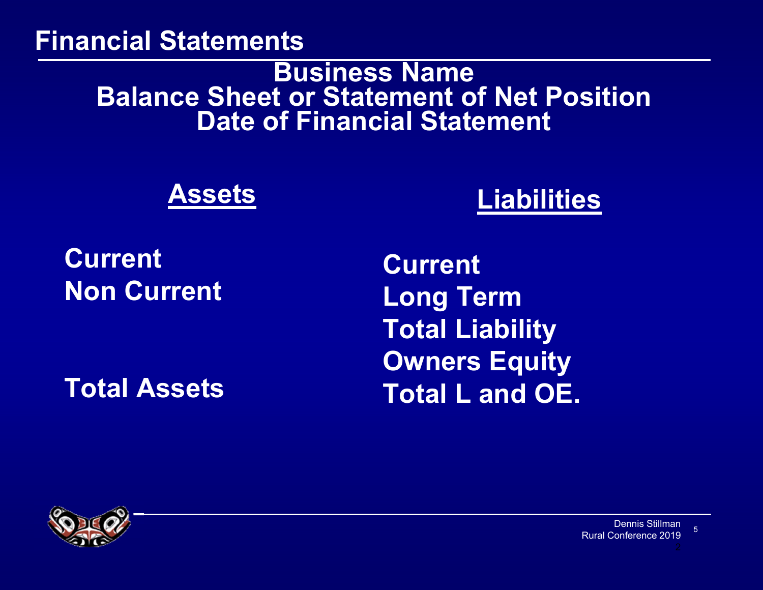# Financial Statements

## Business Name
## Balance Sheet or Statement of Net Position
## Date of Financial Statement

| **Assets** | **Liabilities** |
|---|---|
| Current | Current |
| Non Current | Long Term |
| | Total Liability |
| | Owners Equity |
| Total Assets | Total L and OE. |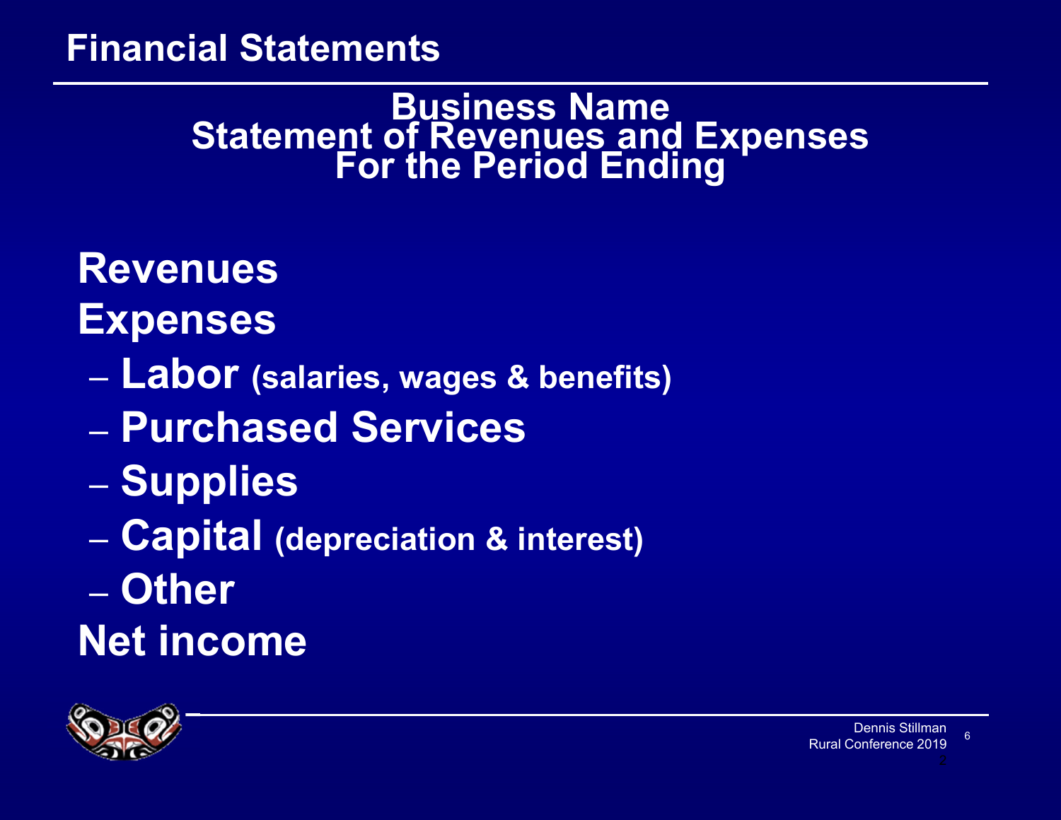# Financial Statements

## Business Name
## Statement of Revenues and Expenses
## For the Period Ending

**Revenues**

**Expenses**

- **Labor** (salaries, wages & benefits)
- **Purchased Services**
- **Supplies**
- **Capital** (depreciation & interest)
- **Other**

**Net income**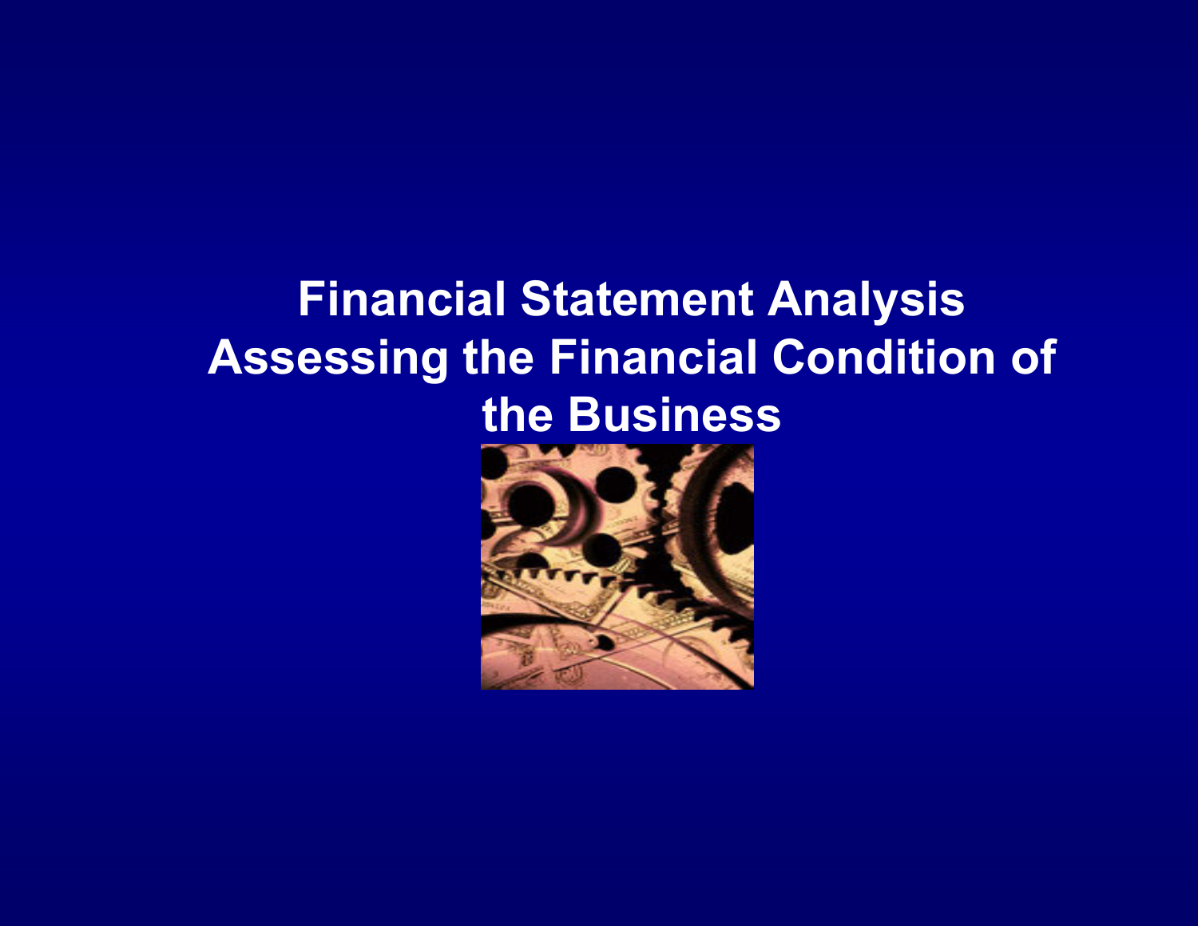# Financial Statement Analysis Assessing the Financial Condition of the Business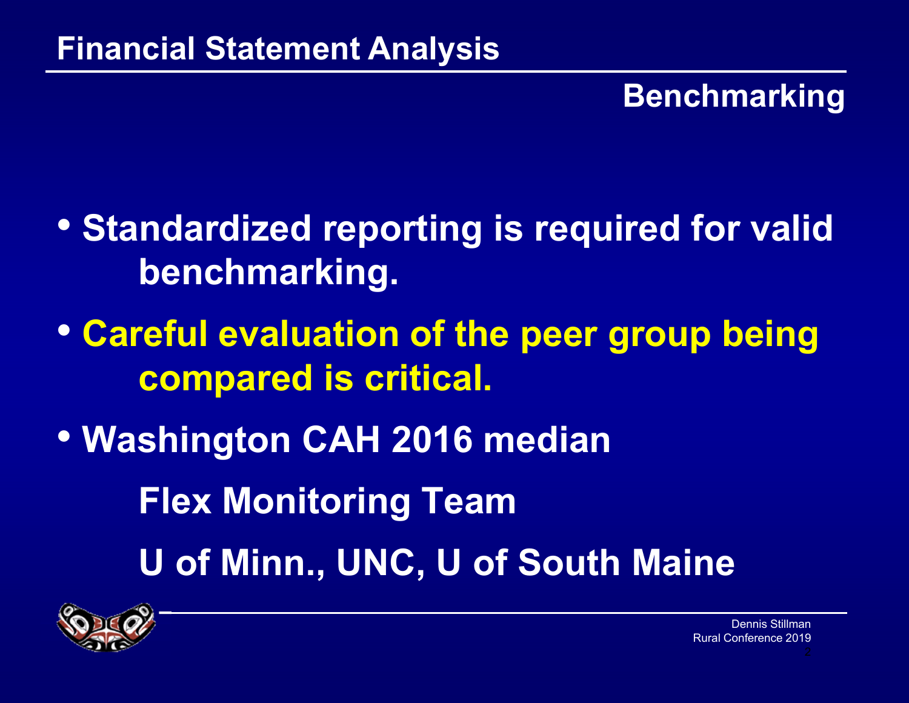# Financial Statement Analysis

## Benchmarking

- Standardized reporting is required for valid benchmarking.
- Careful evaluation of the peer group being compared is critical.
- Washington CAH 2016 median

  Flex Monitoring Team

  U of Minn., UNC, U of South Maine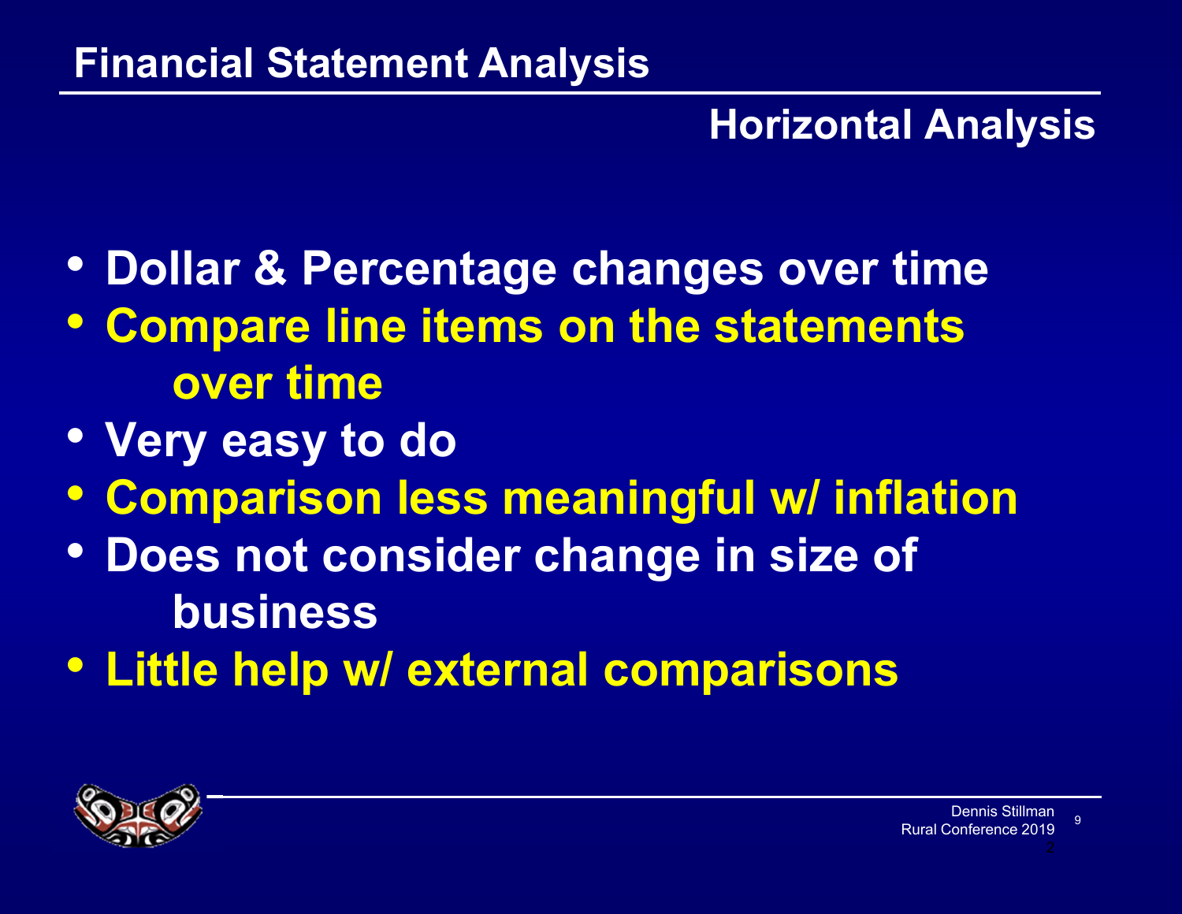# Financial Statement Analysis

## Horizontal Analysis

- Dollar & Percentage changes over time
- Compare line items on the statements over time
- Very easy to do
- Comparison less meaningful w/ inflation
- Does not consider change in size of business
- Little help w/ external comparisons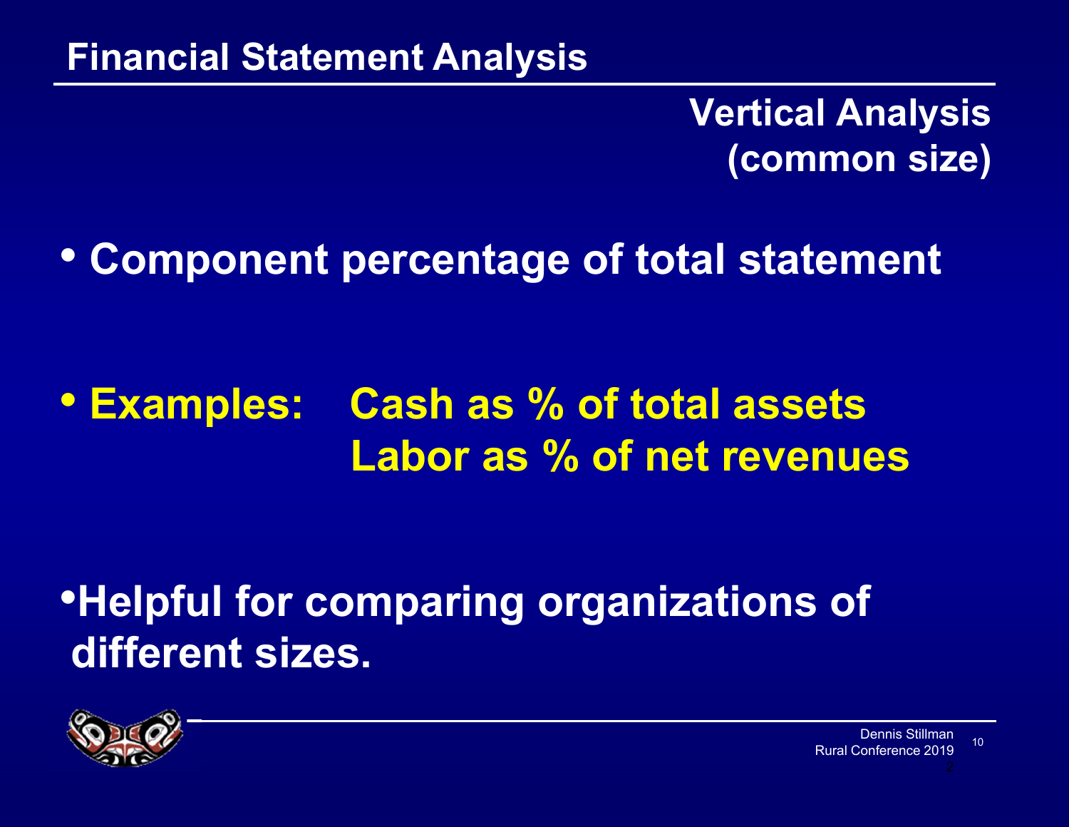# Financial Statement Analysis

## Vertical Analysis (common size)

- **Component percentage of total statement**

- **Examples: Cash as % of total assets**
  **Labor as % of net revenues**

- **Helpful for comparing organizations of different sizes.**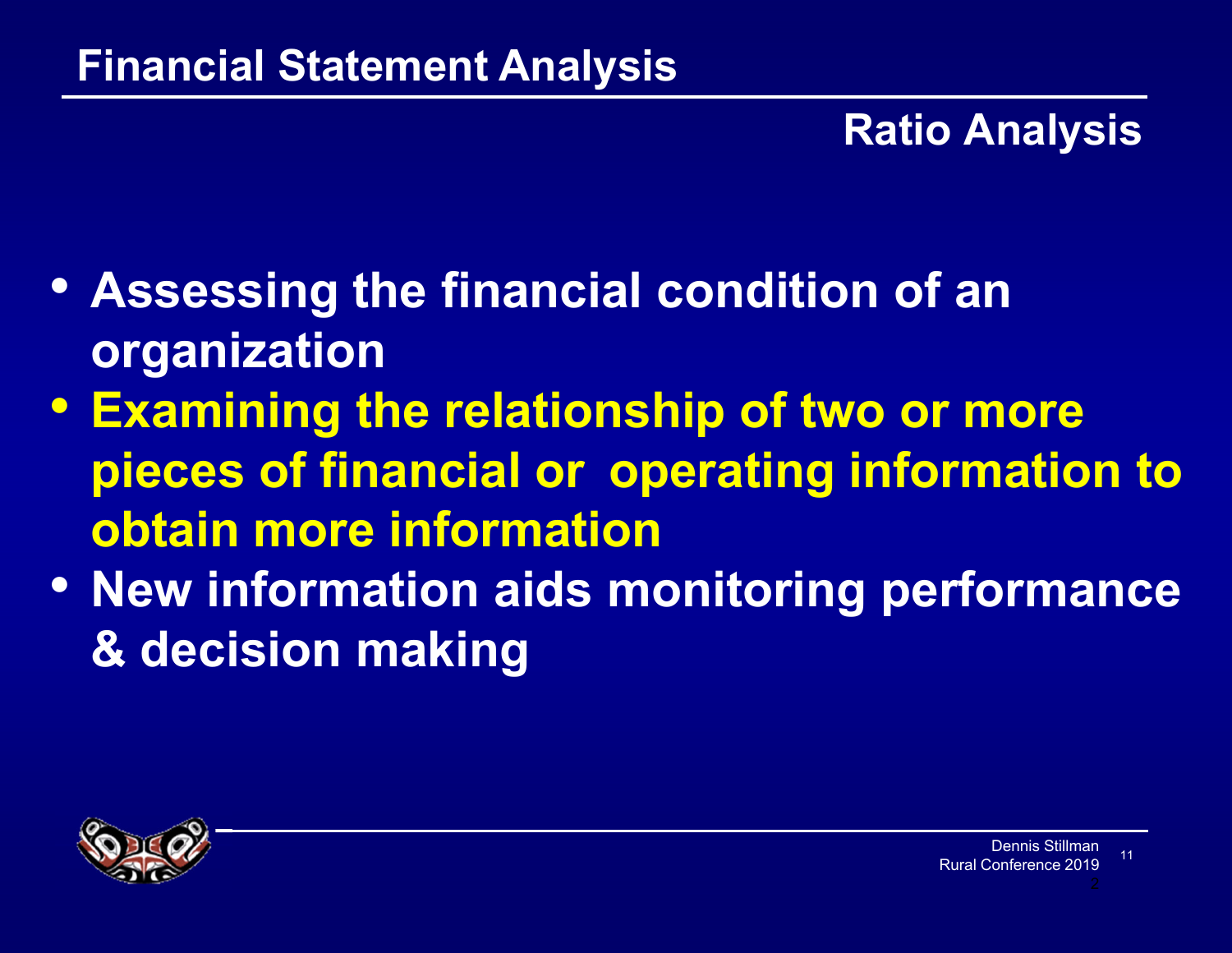# Financial Statement Analysis

## Ratio Analysis

- Assessing the financial condition of an organization
- Examining the relationship of two or more pieces of financial or operating information to obtain more information
- New information aids monitoring performance & decision making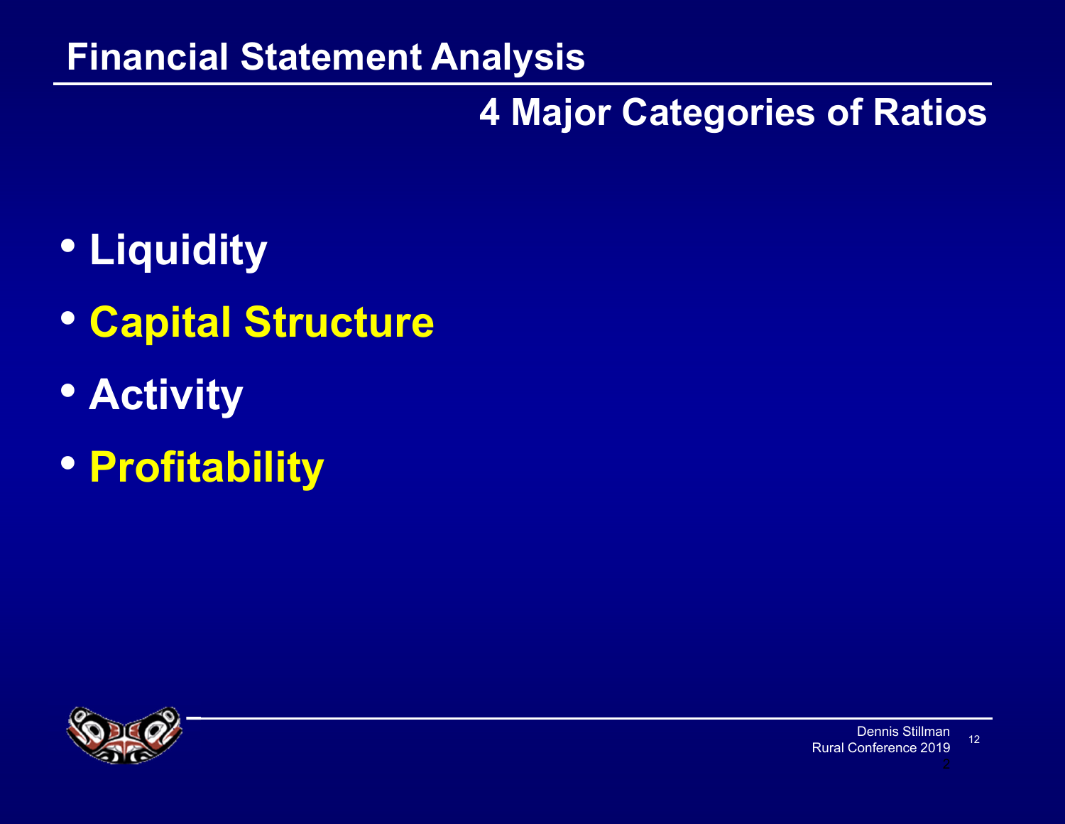# Financial Statement Analysis

## 4 Major Categories of Ratios

- Liquidity
- Capital Structure
- Activity
- Profitability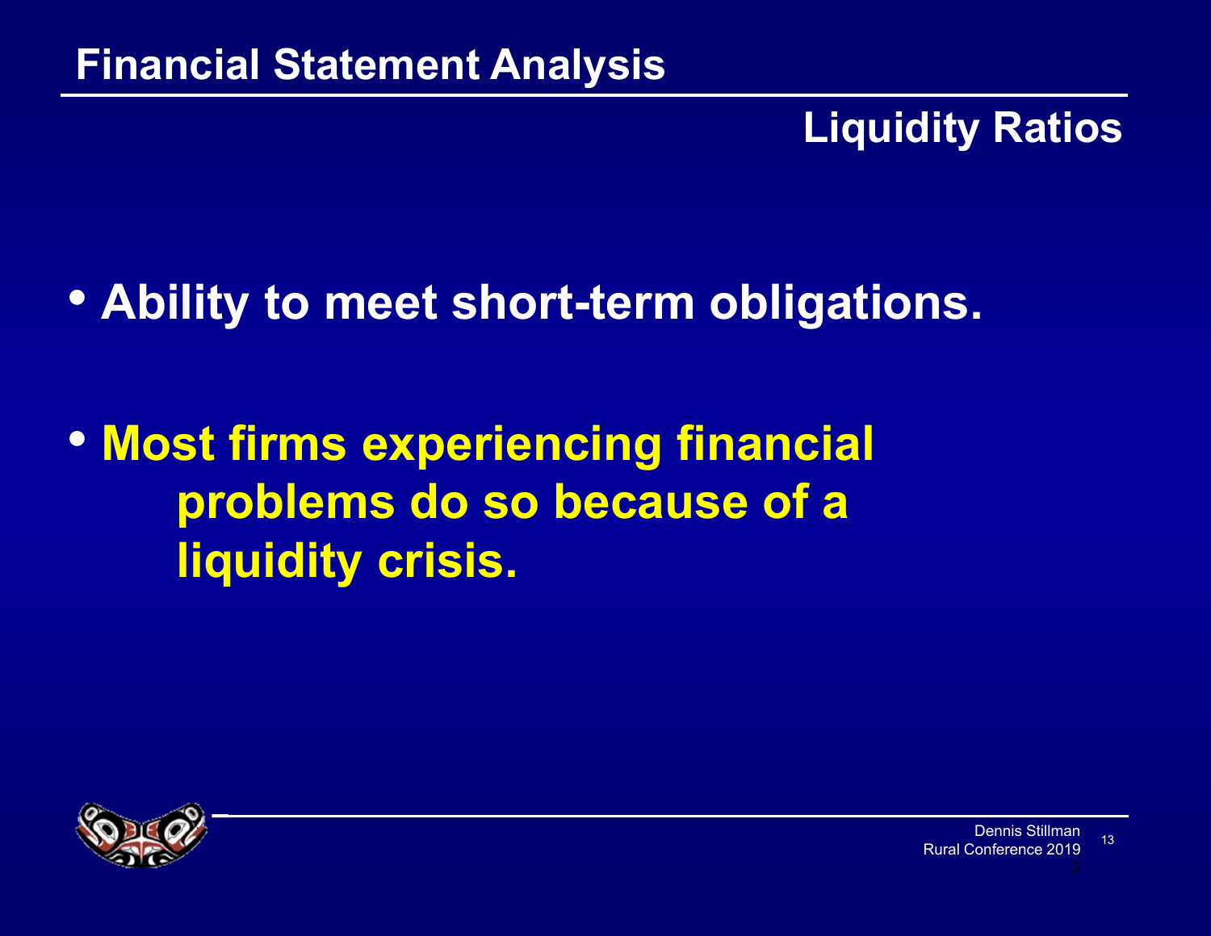# Financial Statement Analysis

## Liquidity Ratios

- **Ability to meet short-term obligations.**
- **Most firms experiencing financial problems do so because of a liquidity crisis.**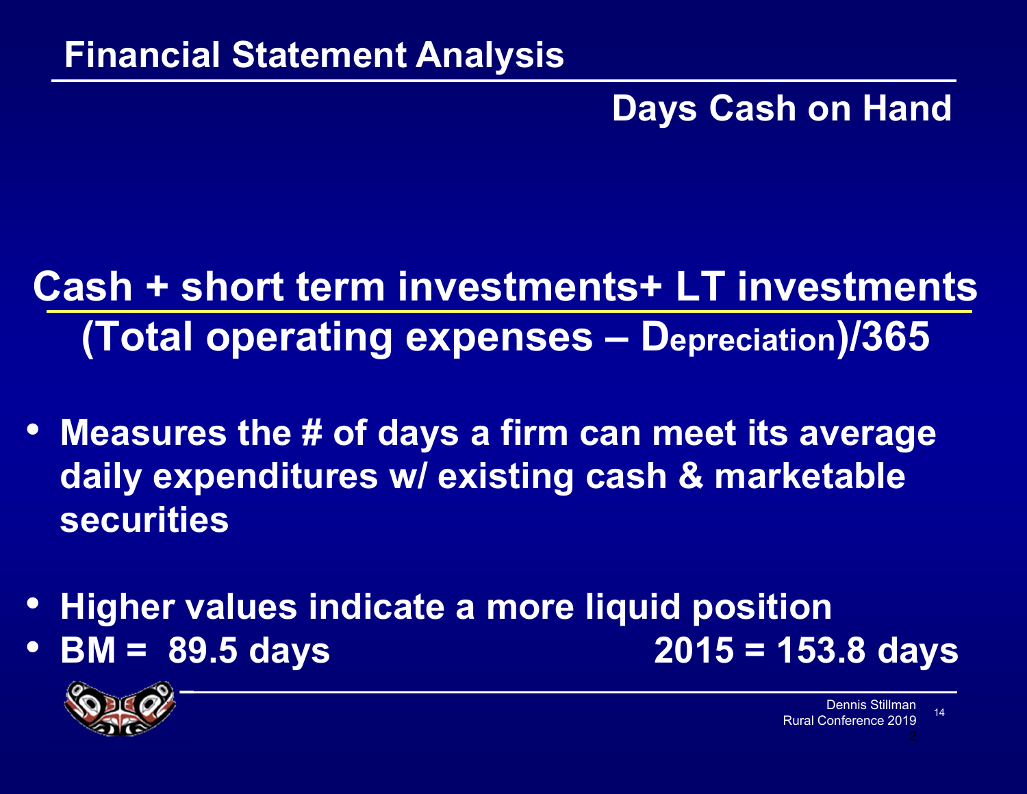# Financial Statement Analysis

## Days Cash on Hand

$$\frac{\text{Cash + short term investments+ LT investments}}{(\text{Total operating expenses} - \text{Depreciation})/365}$$

- **Measures the # of days a firm can meet its average daily expenditures w/ existing cash & marketable securities**
- **Higher values indicate a more liquid position**
- **BM = 89.5 days** **2015 = 153.8 days**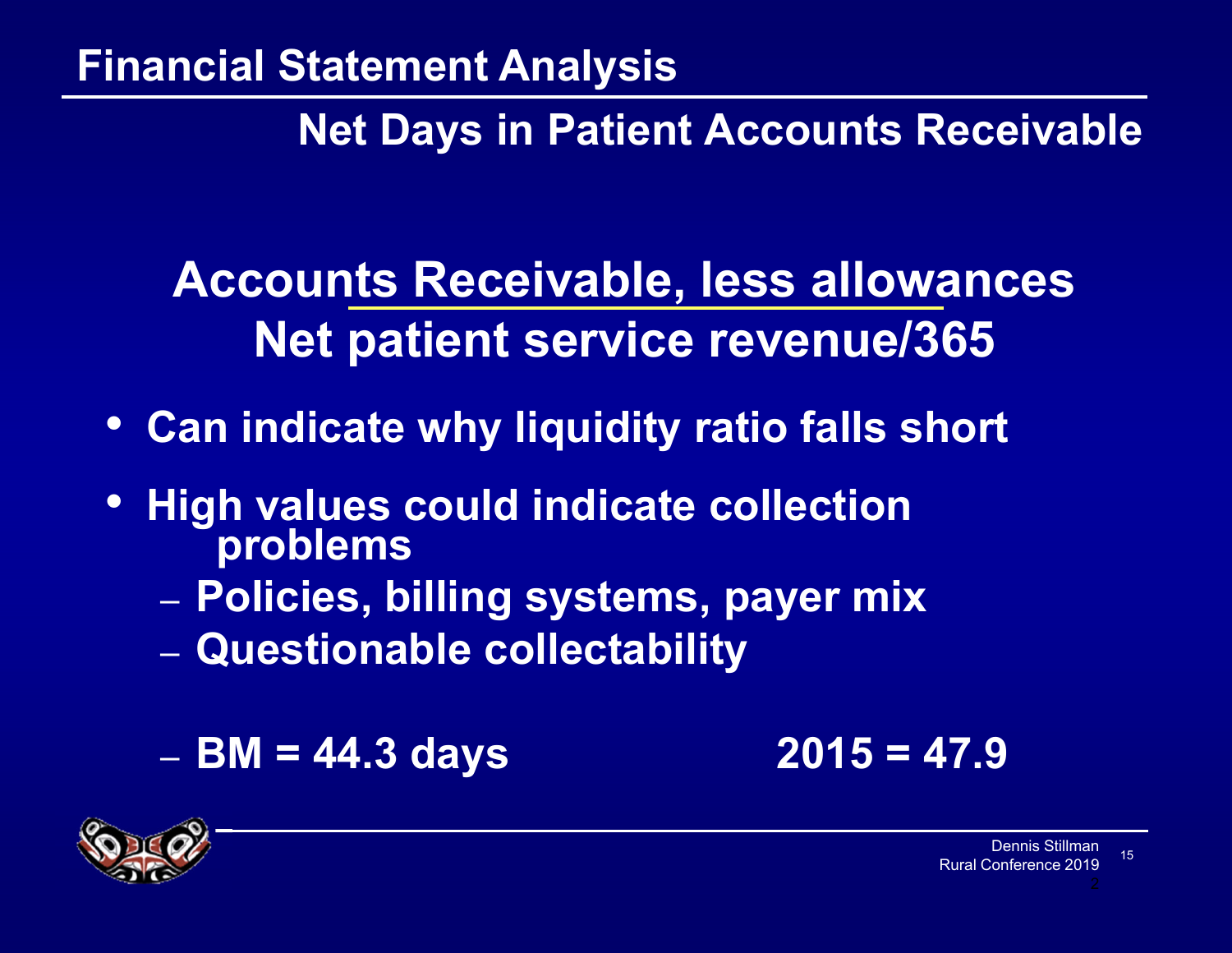# Financial Statement Analysis

## Net Days in Patient Accounts Receivable

$$\frac{\text{Accounts Receivable, less allowances}}{\text{Net patient service revenue/365}}$$

- Can indicate why liquidity ratio falls short
- High values could indicate collection problems
  - Policies, billing systems, payer mix
  - Questionable collectability
  - BM = 44.3 days 2015 = 47.9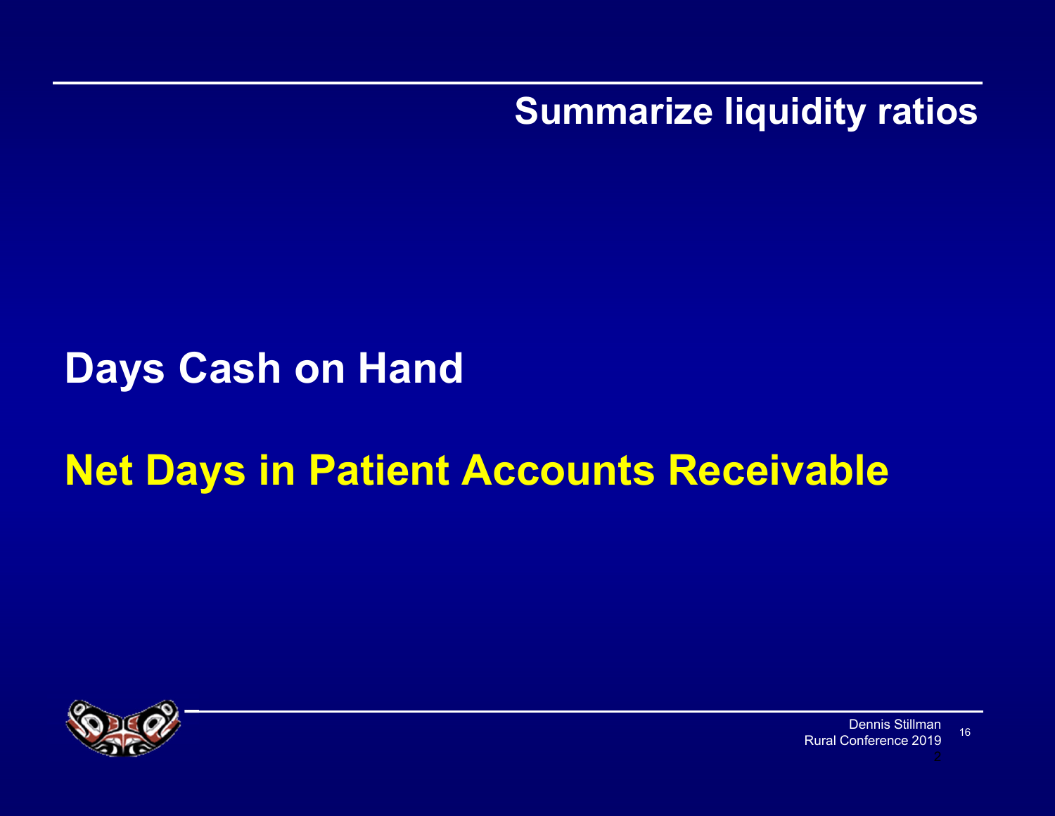## Summarize liquidity ratios

**Days Cash on Hand**

**Net Days in Patient Accounts Receivable**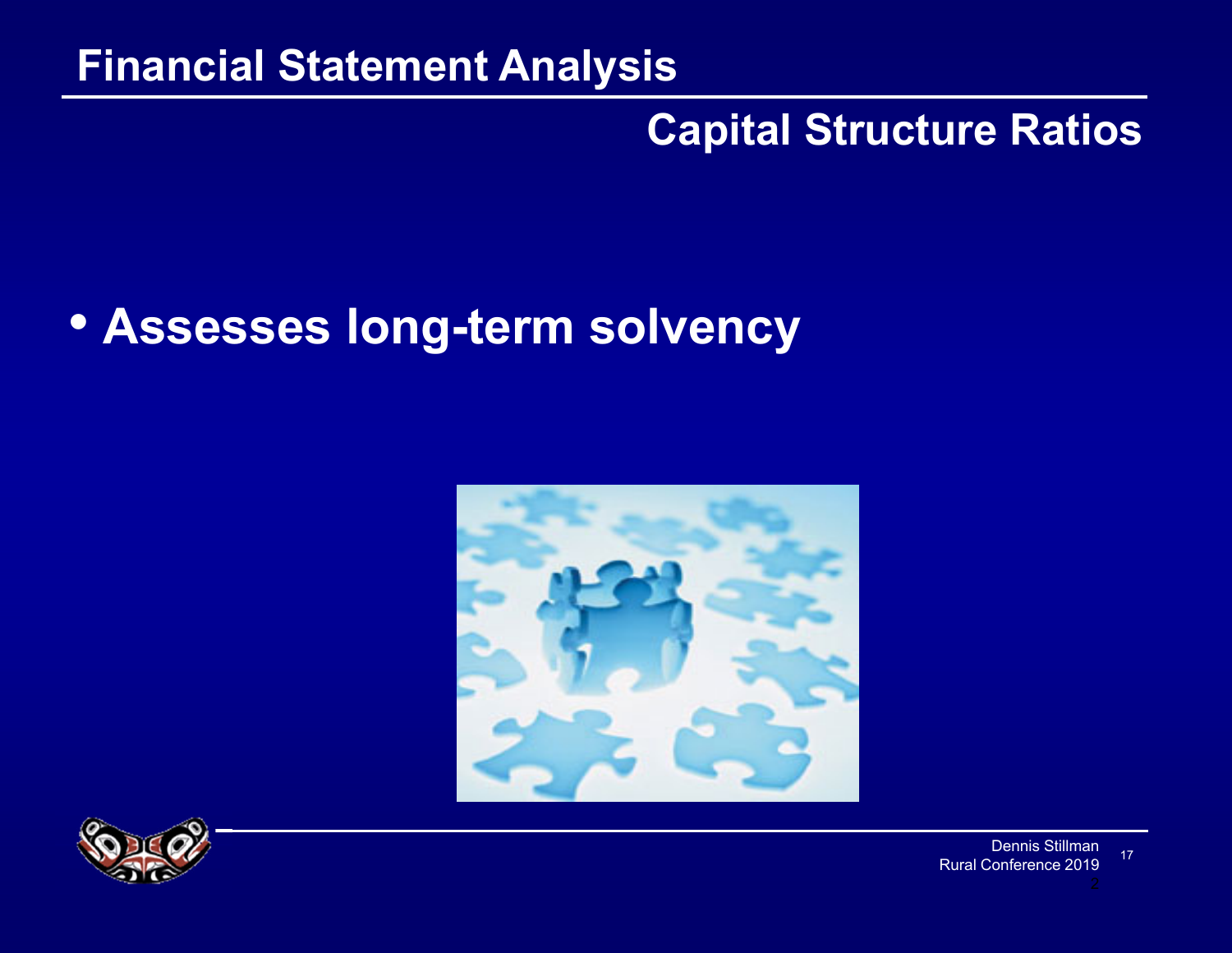# Financial Statement Analysis

## Capital Structure Ratios

- **Assesses long-term solvency**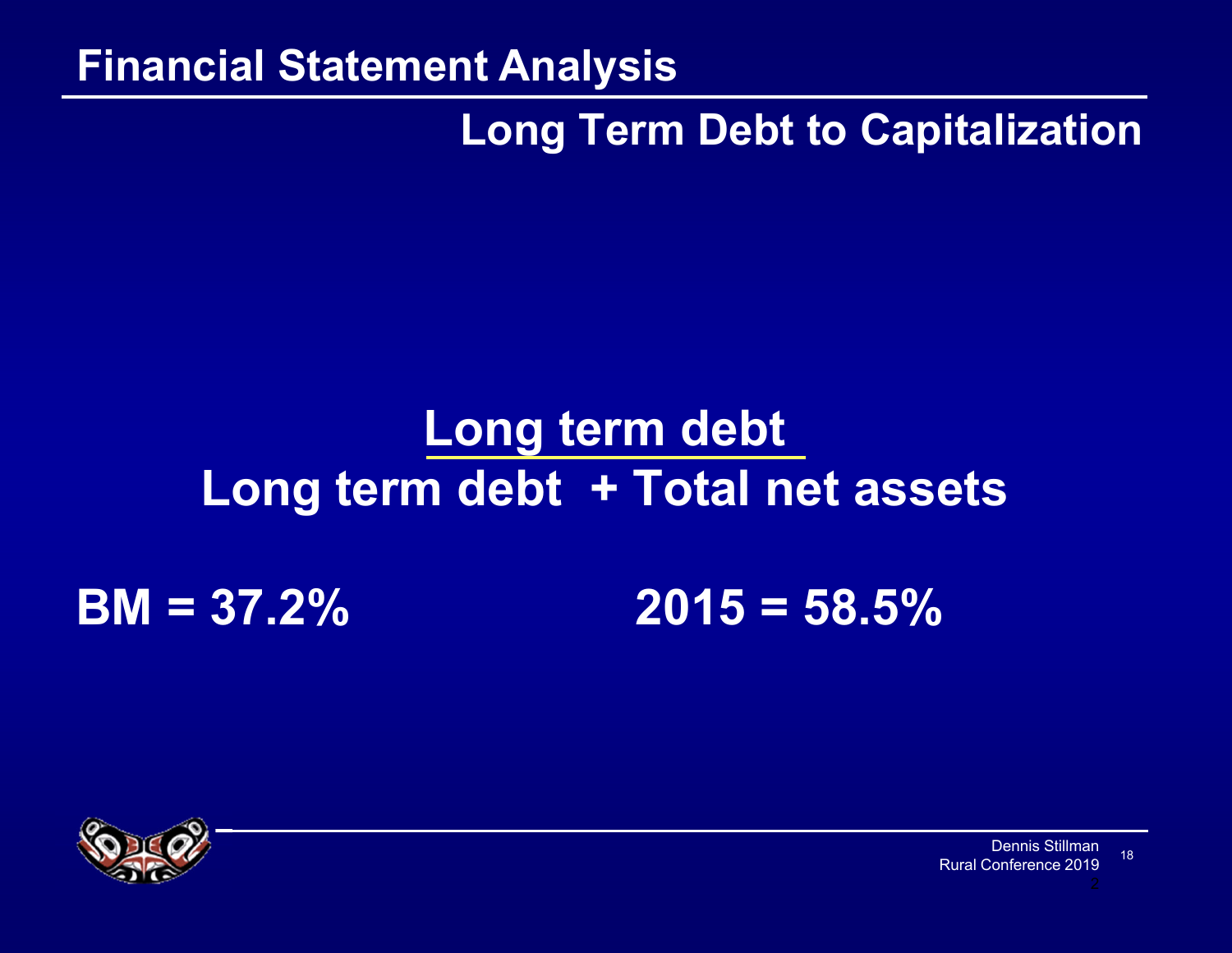# Financial Statement Analysis

## Long Term Debt to Capitalization

$$\frac{\text{Long term debt}}{\text{Long term debt + Total net assets}}$$

**BM = 37.2%** **2015 = 58.5%**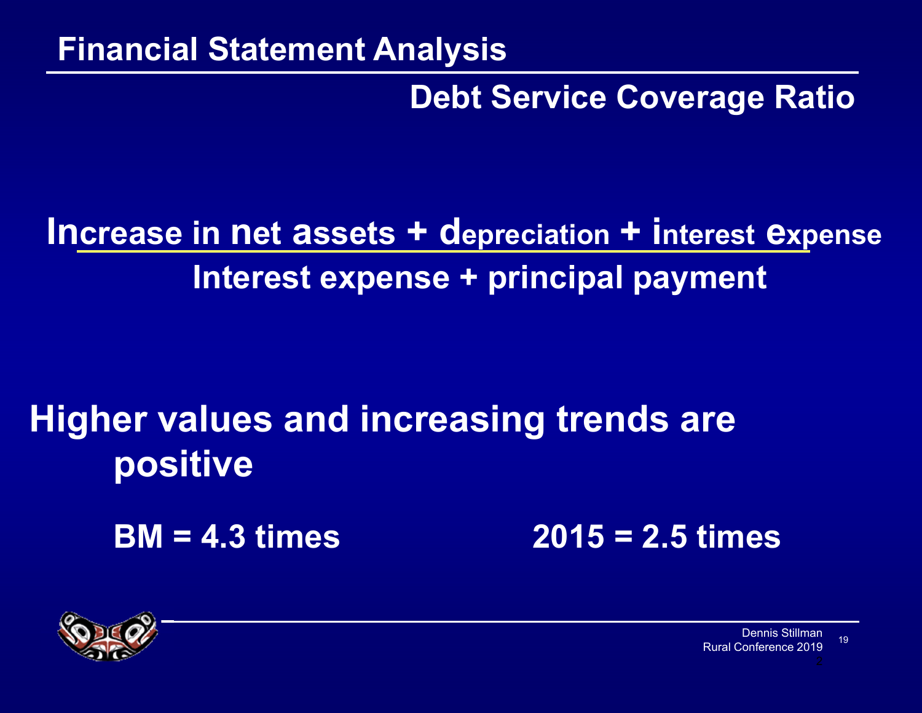# Financial Statement Analysis

## Debt Service Coverage Ratio

$$\frac{\text{Increase in net assets + depreciation + interest expense}}{\text{Interest expense + principal payment}}$$

**Higher values and increasing trends are positive**

**BM = 4.3 times** **2015 = 2.5 times**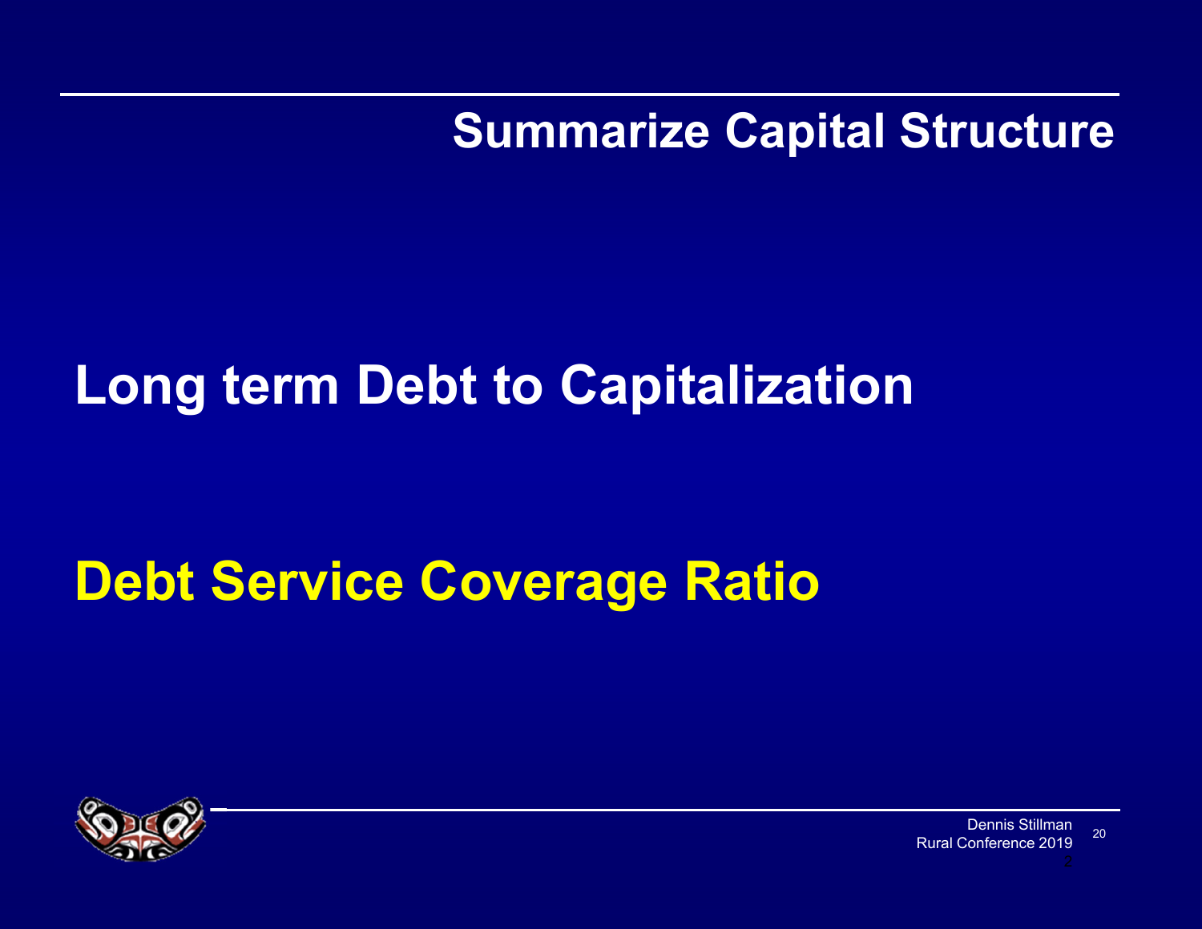## Summarize Capital Structure

**Long term Debt to Capitalization**

**Debt Service Coverage Ratio**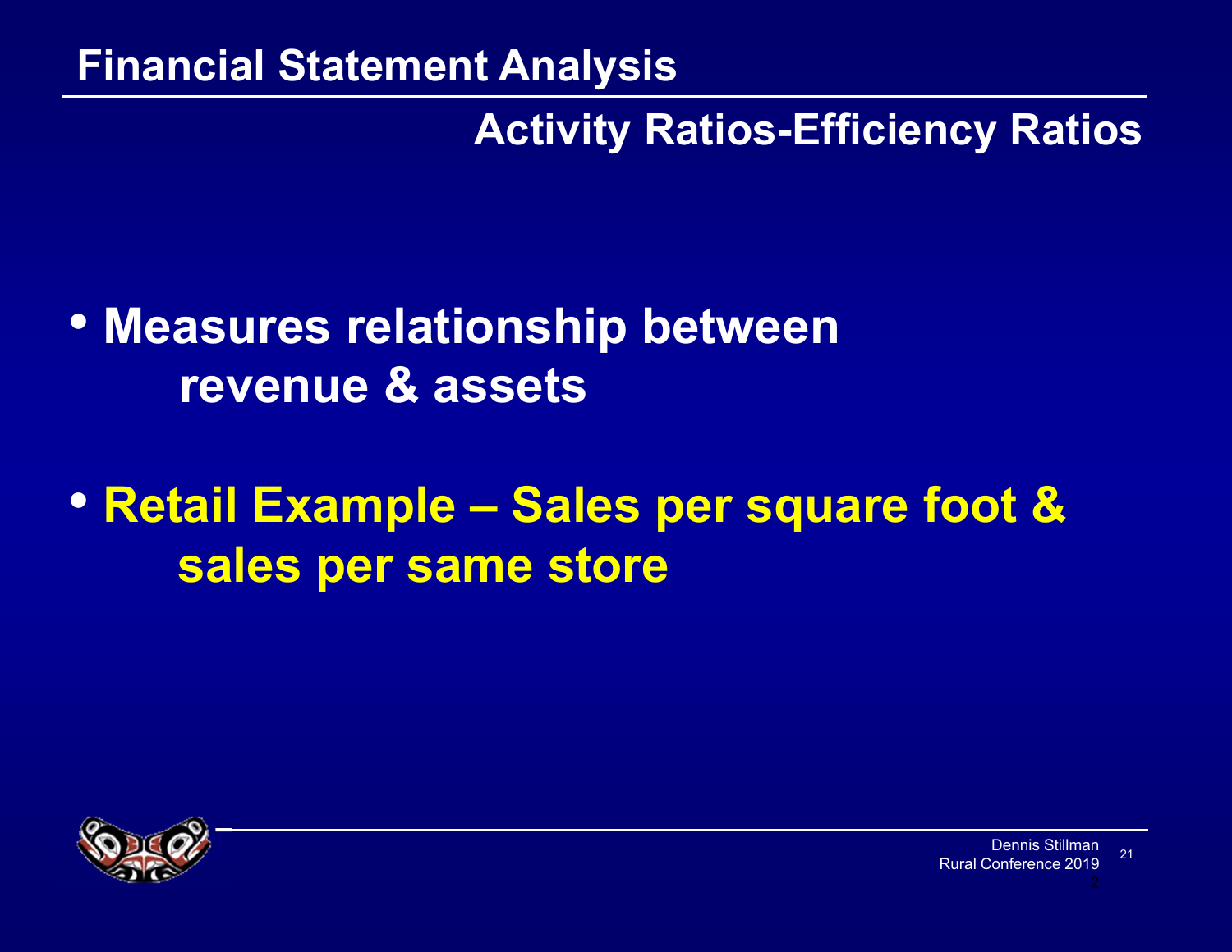# Financial Statement Analysis

## Activity Ratios-Efficiency Ratios

- **Measures relationship between revenue & assets**
- **Retail Example – Sales per square foot & sales per same store**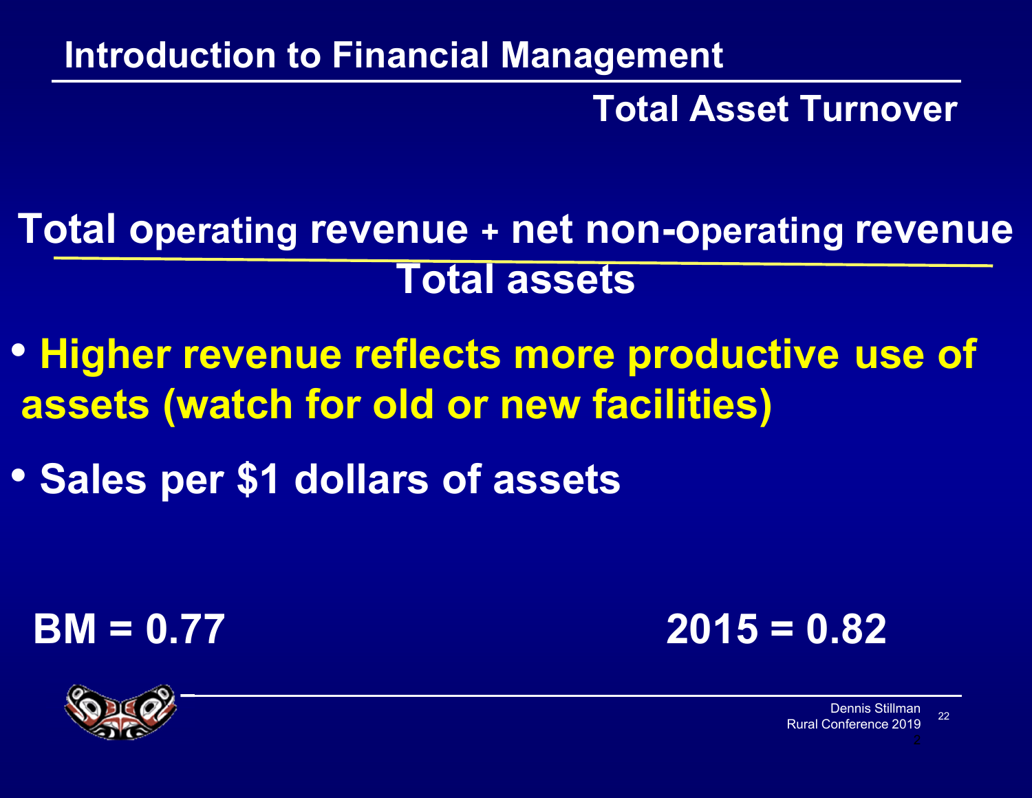# Introduction to Financial Management

## Total Asset Turnover

$$\frac{\text{Total operating revenue + net non-operating revenue}}{\text{Total assets}}$$

- Higher revenue reflects more productive use of assets (watch for old or new facilities)
- Sales per $1 dollars of assets

**BM = 0.77**

**2015 = 0.82**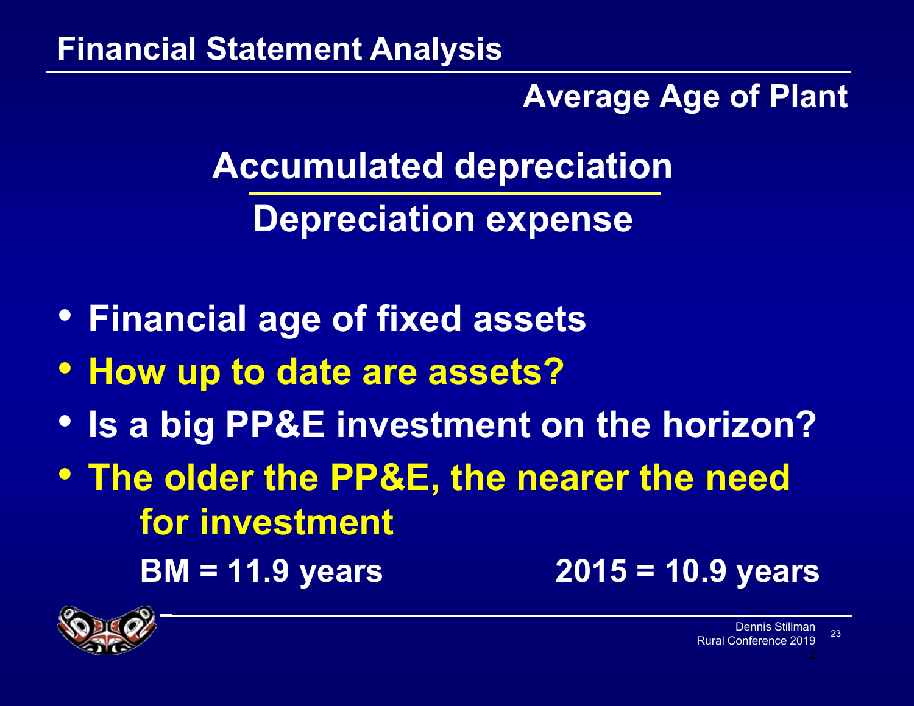# Financial Statement Analysis

## Average Age of Plant

$$\frac{\text{Accumulated depreciation}}{\text{Depreciation expense}}$$

- Financial age of fixed assets
- How up to date are assets?
- Is a big PP&E investment on the horizon?
- The older the PP&E, the nearer the need for investment

BM = 11.9 years     2015 = 10.9 years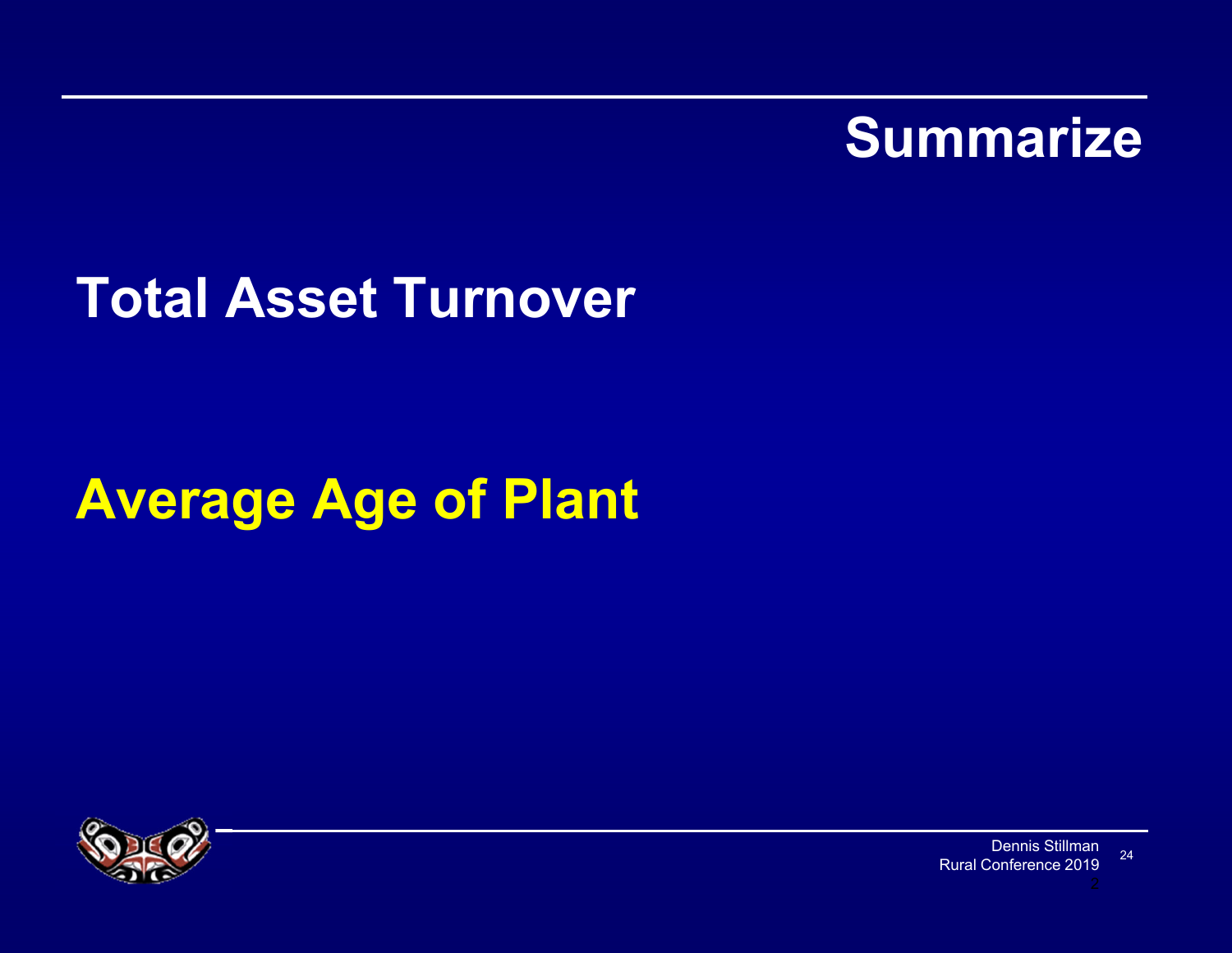# Summarize

**Total Asset Turnover**

**Average Age of Plant**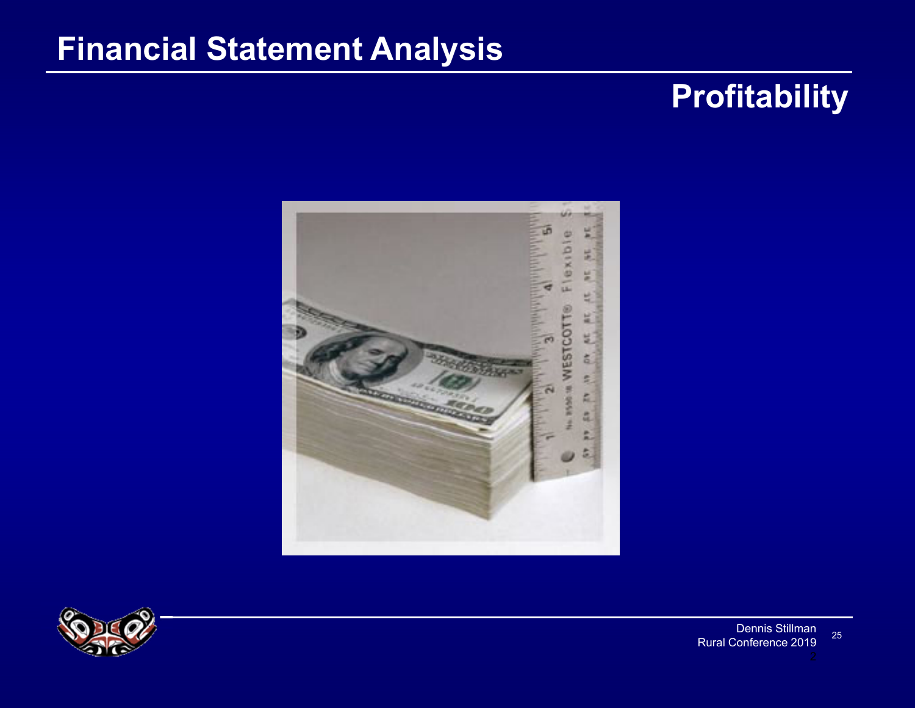# Financial Statement Analysis

## Profitability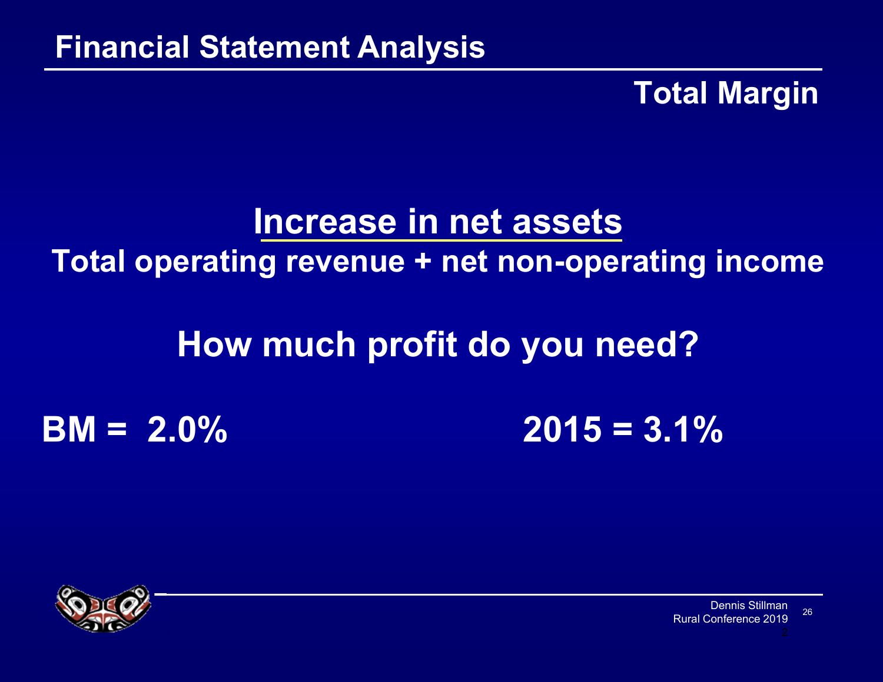# Financial Statement Analysis

## Total Margin

$$\frac{\text{Increase in net assets}}{\text{Total operating revenue + net non-operating income}}$$

**How much profit do you need?**

**BM = 2.0%** **2015 = 3.1%**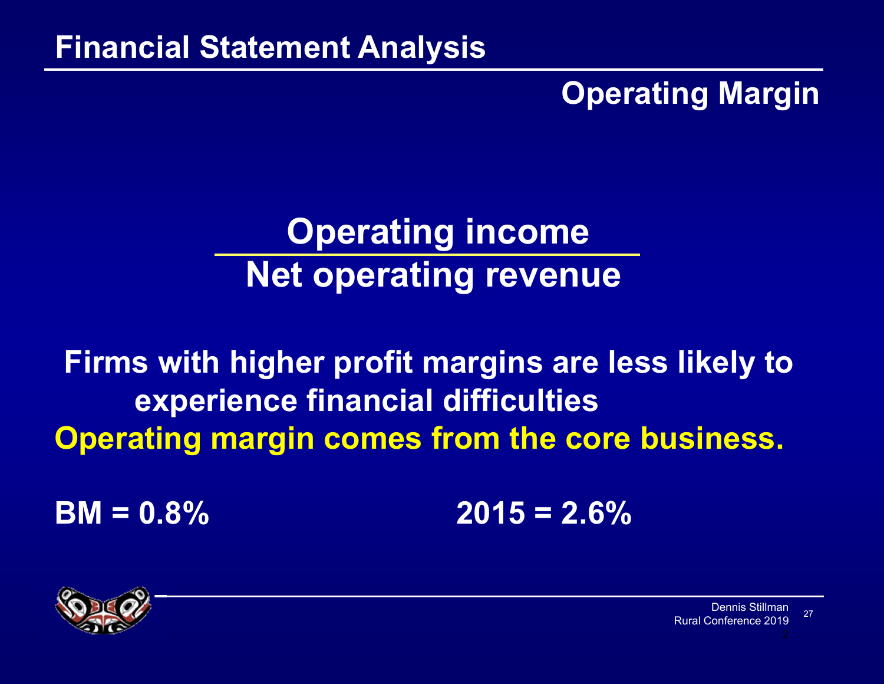# Financial Statement Analysis

## Operating Margin

$$\frac{\text{Operating income}}{\text{Net operating revenue}}$$

**Firms with higher profit margins are less likely to experience financial difficulties**

**Operating margin comes from the core business.**

**BM = 0.8%** **2015 = 2.6%**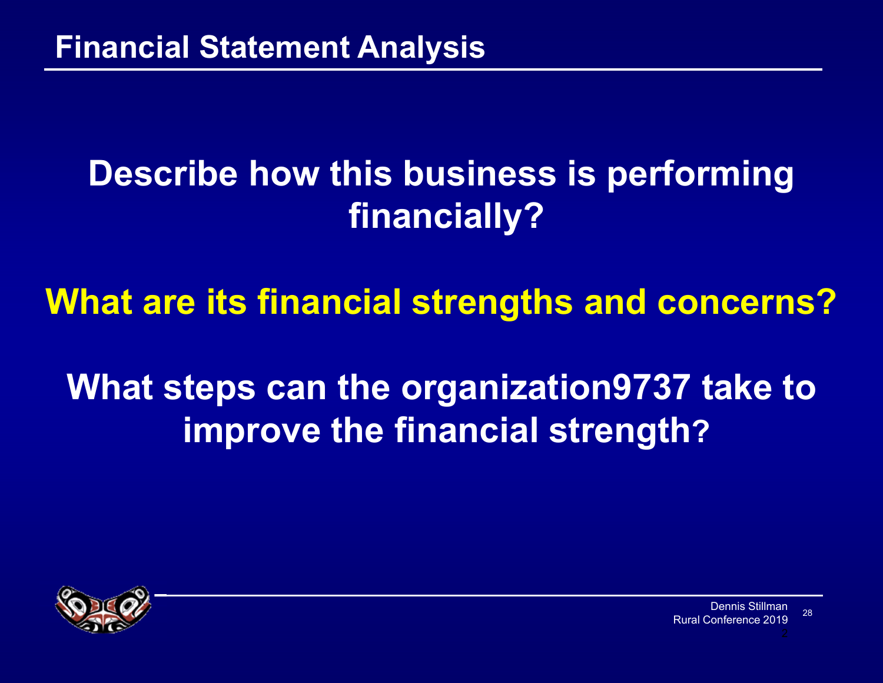# Financial Statement Analysis

**Describe how this business is performing financially?**

**What are its financial strengths and concerns?**

**What steps can the organization9737 take to improve the financial strength?**